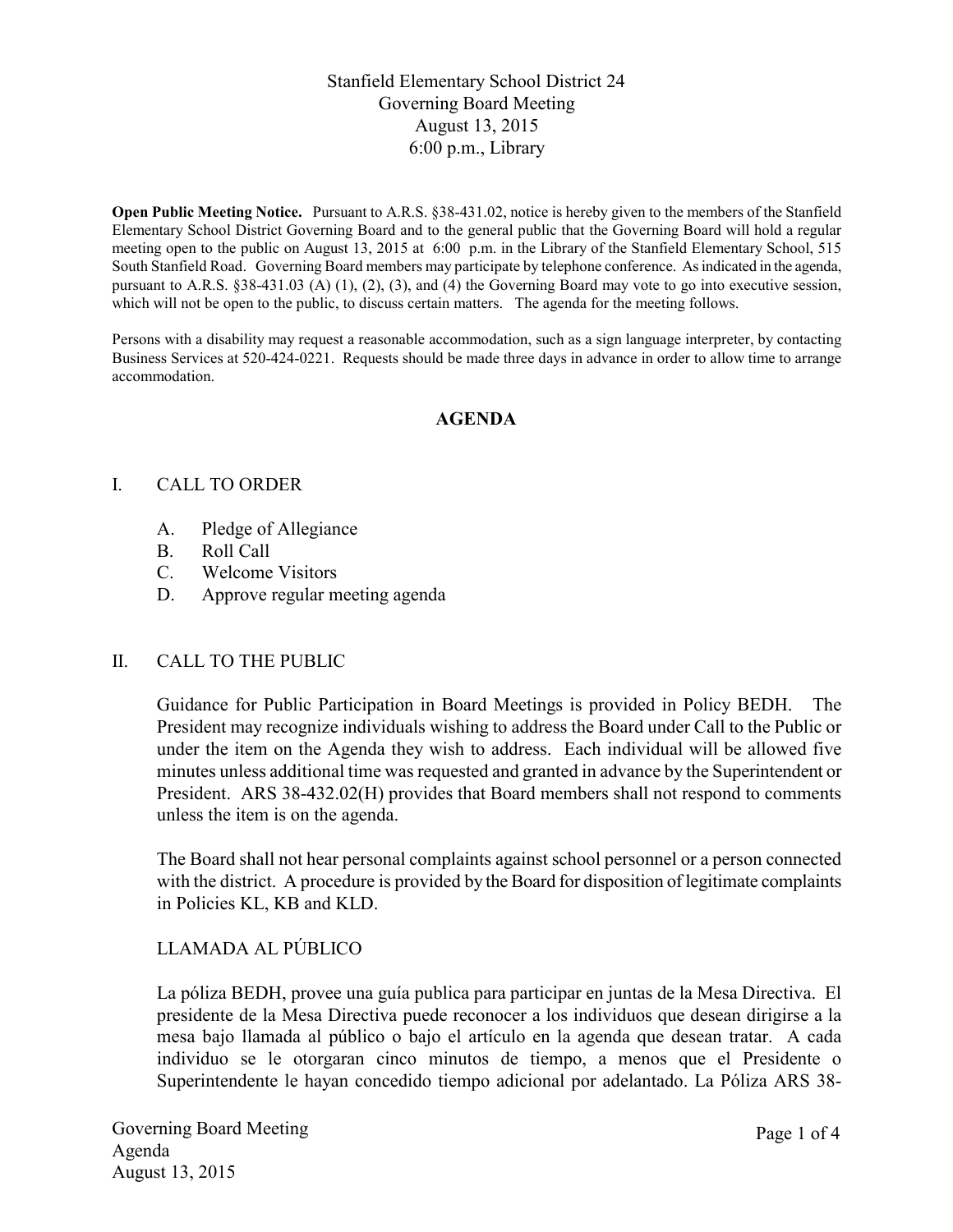# Stanfield Elementary School District 24
## Governing Board Meeting
## August 13, 2015
## 6:00 p.m., Library

**Open Public Meeting Notice.** Pursuant to A.R.S. §38-431.02, notice is hereby given to the members of the Stanfield Elementary School District Governing Board and to the general public that the Governing Board will hold a regular meeting open to the public on August 13, 2015 at 6:00 p.m. in the Library of the Stanfield Elementary School, 515 South Stanfield Road. Governing Board members may participate by telephone conference. As indicated in the agenda, pursuant to A.R.S. §38-431.03 (A) (1), (2), (3), and (4) the Governing Board may vote to go into executive session, which will not be open to the public, to discuss certain matters. The agenda for the meeting follows.

Persons with a disability may request a reasonable accommodation, such as a sign language interpreter, by contacting Business Services at 520-424-0221. Requests should be made three days in advance in order to allow time to arrange accommodation.

## AGENDA

### I. CALL TO ORDER

A. Pledge of Allegiance
B. Roll Call
C. Welcome Visitors
D. Approve regular meeting agenda

### II. CALL TO THE PUBLIC

Guidance for Public Participation in Board Meetings is provided in Policy BEDH. The President may recognize individuals wishing to address the Board under Call to the Public or under the item on the Agenda they wish to address. Each individual will be allowed five minutes unless additional time was requested and granted in advance by the Superintendent or President. ARS 38-432.02(H) provides that Board members shall not respond to comments unless the item is on the agenda.

The Board shall not hear personal complaints against school personnel or a person connected with the district. A procedure is provided by the Board for disposition of legitimate complaints in Policies KL, KB and KLD.

LLAMADA AL PÚBLICO

La póliza BEDH, provee una guía publica para participar en juntas de la Mesa Directiva. El presidente de la Mesa Directiva puede reconocer a los individuos que desean dirigirse a la mesa bajo llamada al público o bajo el artículo en la agenda que desean tratar. A cada individuo se le otorgaran cinco minutos de tiempo, a menos que el Presidente o Superintendente le hayan concedido tiempo adicional por adelantado. La Póliza ARS 38-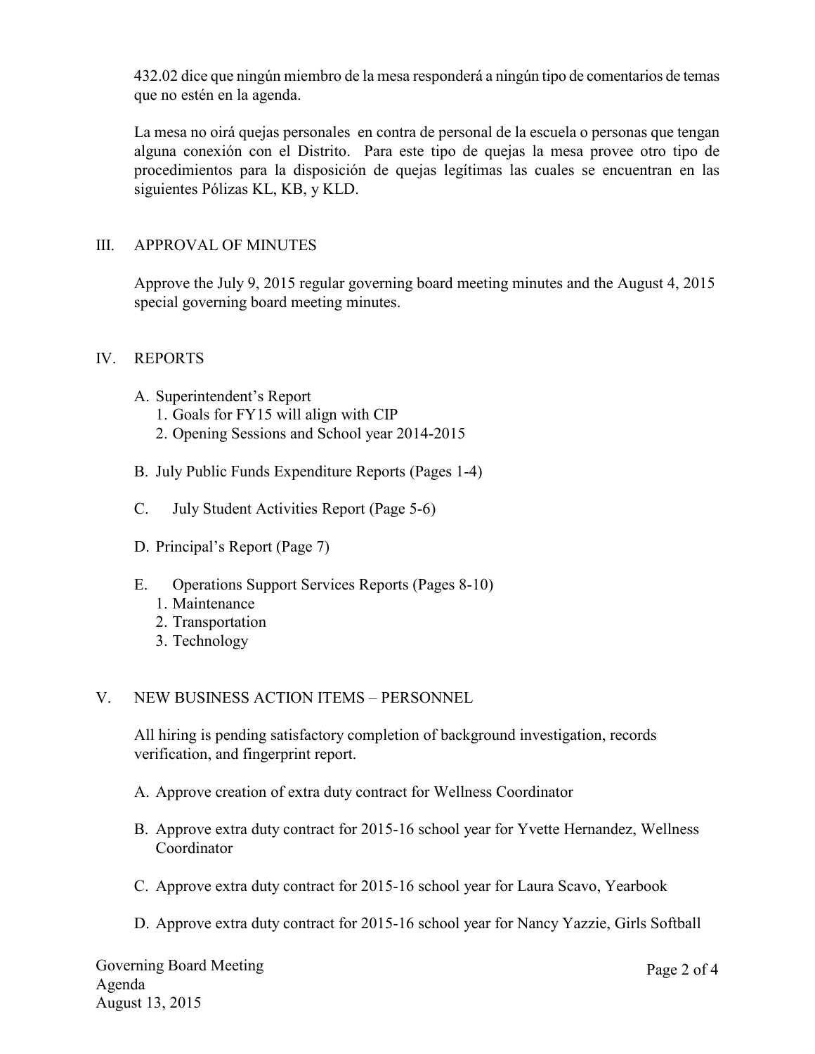432.02 dice que ningún miembro de la mesa responderá a ningún tipo de comentarios de temas que no estén en la agenda.

La mesa no oirá quejas personales en contra de personal de la escuela o personas que tengan alguna conexión con el Distrito. Para este tipo de quejas la mesa provee otro tipo de procedimientos para la disposición de quejas legítimas las cuales se encuentran en las siguientes Pólizas KL, KB, y KLD.

## III. APPROVAL OF MINUTES

Approve the July 9, 2015 regular governing board meeting minutes and the August 4, 2015 special governing board meeting minutes.

## IV. REPORTS

A. Superintendent's Report
   1. Goals for FY15 will align with CIP
   2. Opening Sessions and School year 2014-2015

B. July Public Funds Expenditure Reports (Pages 1-4)

C. July Student Activities Report (Page 5-6)

D. Principal's Report (Page 7)

E. Operations Support Services Reports (Pages 8-10)
   1. Maintenance
   2. Transportation
   3. Technology

## V. NEW BUSINESS ACTION ITEMS – PERSONNEL

All hiring is pending satisfactory completion of background investigation, records verification, and fingerprint report.

A. Approve creation of extra duty contract for Wellness Coordinator

B. Approve extra duty contract for 2015-16 school year for Yvette Hernandez, Wellness Coordinator

C. Approve extra duty contract for 2015-16 school year for Laura Scavo, Yearbook

D. Approve extra duty contract for 2015-16 school year for Nancy Yazzie, Girls Softball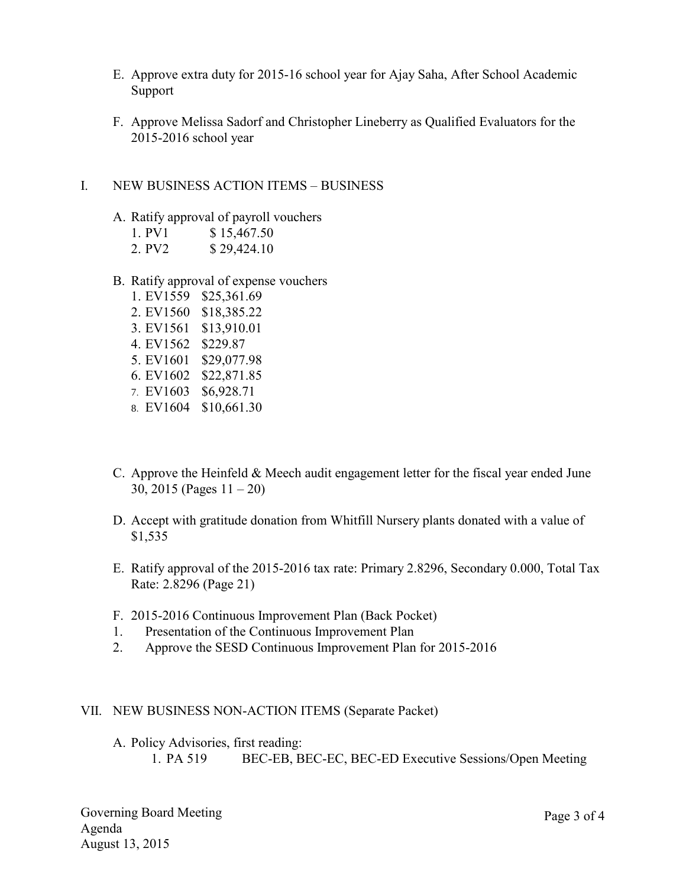E. Approve extra duty for 2015-16 school year for Ajay Saha, After School Academic Support

F. Approve Melissa Sadorf and Christopher Lineberry as Qualified Evaluators for the 2015-2016 school year

I. NEW BUSINESS ACTION ITEMS – BUSINESS

A. Ratify approval of payroll vouchers
   1. PV1 $ 15,467.50
   2. PV2 $ 29,424.10

B. Ratify approval of expense vouchers
   1. EV1559 $25,361.69
   2. EV1560 $18,385.22
   3. EV1561 $13,910.01
   4. EV1562 $229.87
   5. EV1601 $29,077.98
   6. EV1602 $22,871.85
   7. EV1603 $6,928.71
   8. EV1604 $10,661.30

C. Approve the Heinfeld & Meech audit engagement letter for the fiscal year ended June 30, 2015 (Pages 11 – 20)

D. Accept with gratitude donation from Whitfill Nursery plants donated with a value of $1,535

E. Ratify approval of the 2015-2016 tax rate: Primary 2.8296, Secondary 0.000, Total Tax Rate: 2.8296 (Page 21)

F. 2015-2016 Continuous Improvement Plan (Back Pocket)
1. Presentation of the Continuous Improvement Plan
2. Approve the SESD Continuous Improvement Plan for 2015-2016

VII. NEW BUSINESS NON-ACTION ITEMS (Separate Packet)

A. Policy Advisories, first reading:
   1. PA 519 BEC-EB, BEC-EC, BEC-ED Executive Sessions/Open Meeting

Governing Board Meeting
Agenda
August 13, 2015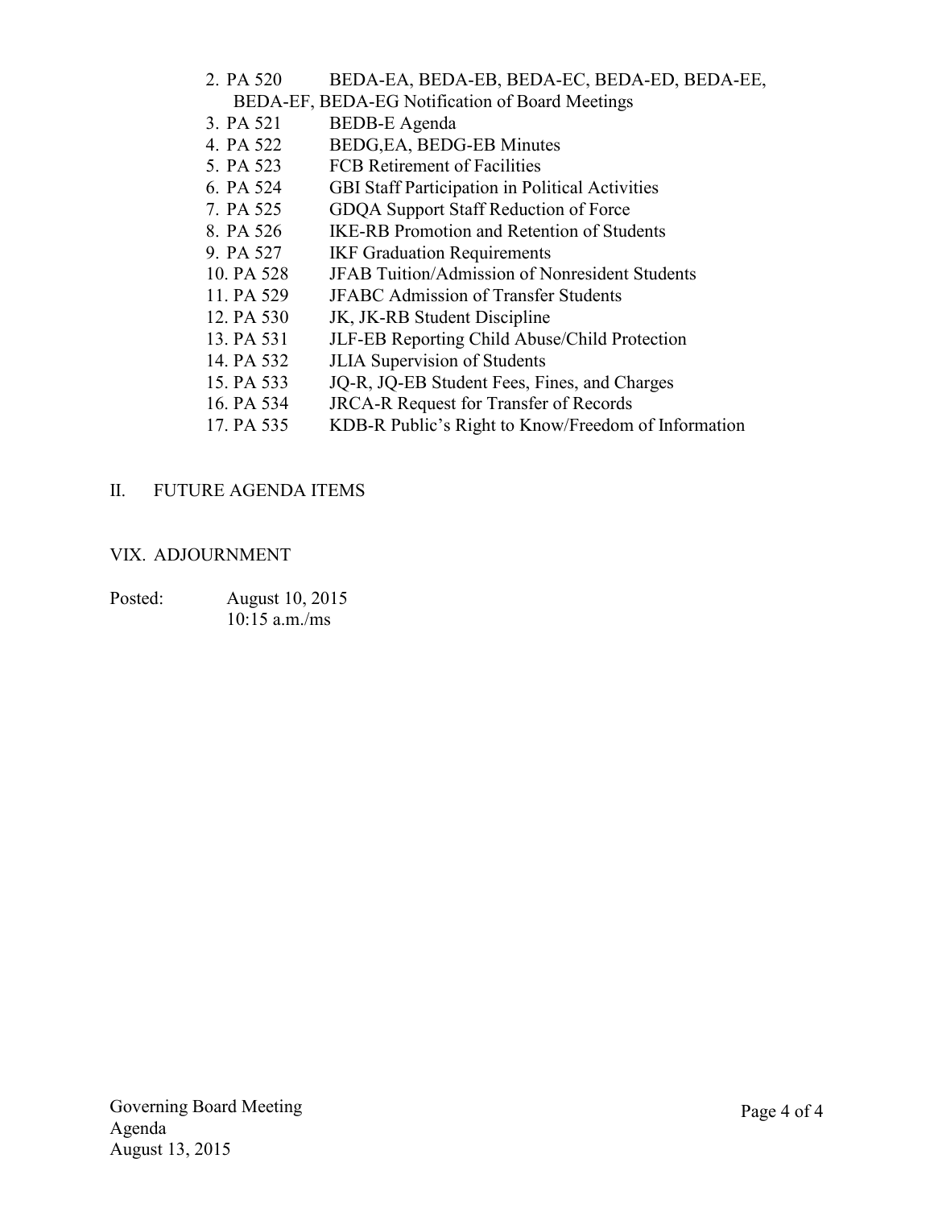2. PA 520 BEDA-EA, BEDA-EB, BEDA-EC, BEDA-ED, BEDA-EE, BEDA-EF, BEDA-EG Notification of Board Meetings
3. PA 521 BEDB-E Agenda
4. PA 522 BEDG,EA, BEDG-EB Minutes
5. PA 523 FCB Retirement of Facilities
6. PA 524 GBI Staff Participation in Political Activities
7. PA 525 GDQA Support Staff Reduction of Force
8. PA 526 IKE-RB Promotion and Retention of Students
9. PA 527 IKF Graduation Requirements
10. PA 528 JFAB Tuition/Admission of Nonresident Students
11. PA 529 JFABC Admission of Transfer Students
12. PA 530 JK, JK-RB Student Discipline
13. PA 531 JLF-EB Reporting Child Abuse/Child Protection
14. PA 532 JLIA Supervision of Students
15. PA 533 JQ-R, JQ-EB Student Fees, Fines, and Charges
16. PA 534 JRCA-R Request for Transfer of Records
17. PA 535 KDB-R Public's Right to Know/Freedom of Information

II. FUTURE AGENDA ITEMS

VIX. ADJOURNMENT

Posted: August 10, 2015
10:15 a.m./ms